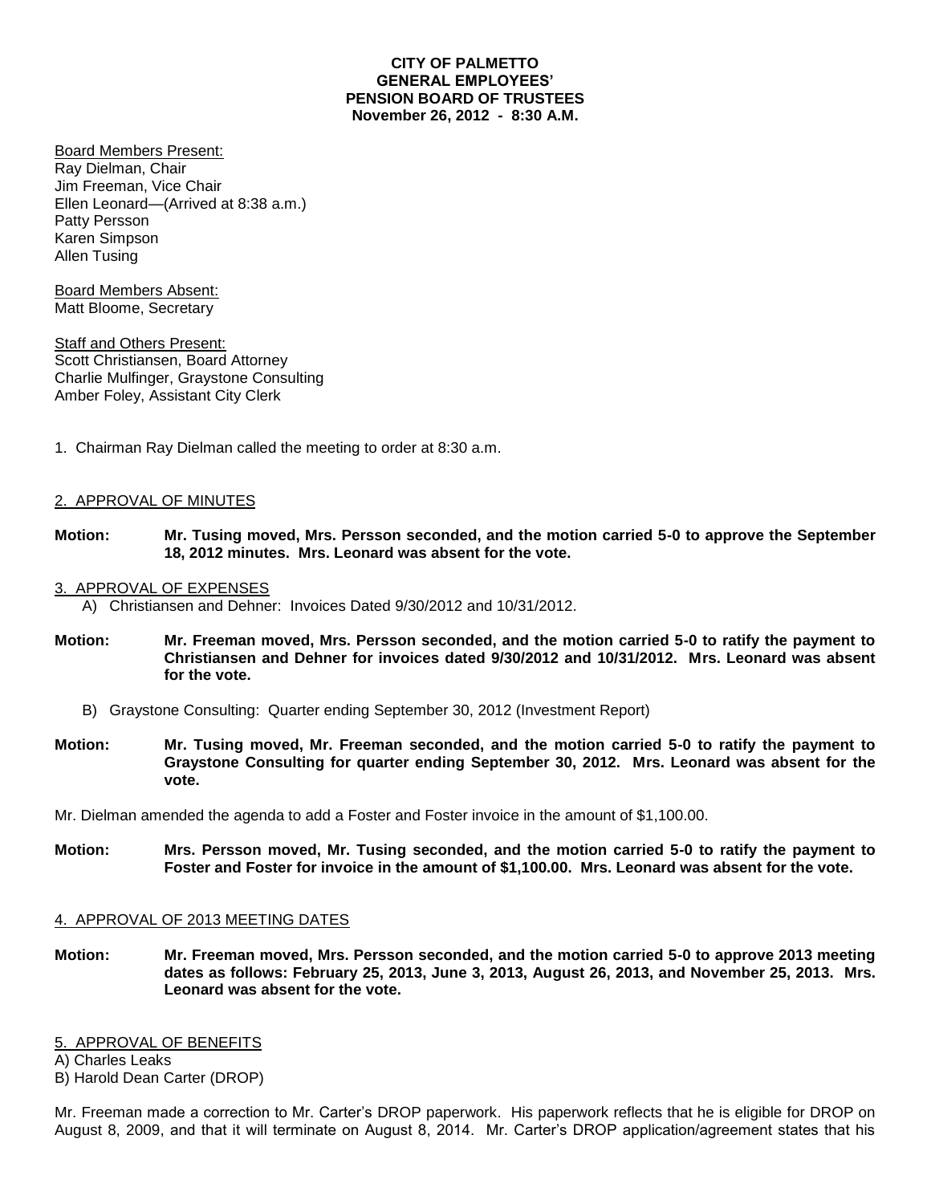**CITY OF PALMETTO**
**GENERAL EMPLOYEES'**
**PENSION BOARD OF TRUSTEES**
**November 26, 2012 - 8:30 A.M.**

Board Members Present:
Ray Dielman, Chair
Jim Freeman, Vice Chair
Ellen Leonard—(Arrived at 8:38 a.m.)
Patty Persson
Karen Simpson
Allen Tusing

Board Members Absent:
Matt Bloome, Secretary

Staff and Others Present:
Scott Christiansen, Board Attorney
Charlie Mulfinger, Graystone Consulting
Amber Foley, Assistant City Clerk

1. Chairman Ray Dielman called the meeting to order at 8:30 a.m.

2. APPROVAL OF MINUTES

**Motion: Mr. Tusing moved, Mrs. Persson seconded, and the motion carried 5-0 to approve the September 18, 2012 minutes. Mrs. Leonard was absent for the vote.**

3. APPROVAL OF EXPENSES

A) Christiansen and Dehner: Invoices Dated 9/30/2012 and 10/31/2012.

**Motion: Mr. Freeman moved, Mrs. Persson seconded, and the motion carried 5-0 to ratify the payment to Christiansen and Dehner for invoices dated 9/30/2012 and 10/31/2012. Mrs. Leonard was absent for the vote.**

B) Graystone Consulting: Quarter ending September 30, 2012 (Investment Report)

**Motion: Mr. Tusing moved, Mr. Freeman seconded, and the motion carried 5-0 to ratify the payment to Graystone Consulting for quarter ending September 30, 2012. Mrs. Leonard was absent for the vote.**

Mr. Dielman amended the agenda to add a Foster and Foster invoice in the amount of $1,100.00.

**Motion: Mrs. Persson moved, Mr. Tusing seconded, and the motion carried 5-0 to ratify the payment to Foster and Foster for invoice in the amount of $1,100.00. Mrs. Leonard was absent for the vote.**

4. APPROVAL OF 2013 MEETING DATES

**Motion: Mr. Freeman moved, Mrs. Persson seconded, and the motion carried 5-0 to approve 2013 meeting dates as follows: February 25, 2013, June 3, 2013, August 26, 2013, and November 25, 2013. Mrs. Leonard was absent for the vote.**

5. APPROVAL OF BENEFITS

A) Charles Leaks
B) Harold Dean Carter (DROP)

Mr. Freeman made a correction to Mr. Carter's DROP paperwork. His paperwork reflects that he is eligible for DROP on August 8, 2009, and that it will terminate on August 8, 2014. Mr. Carter's DROP application/agreement states that his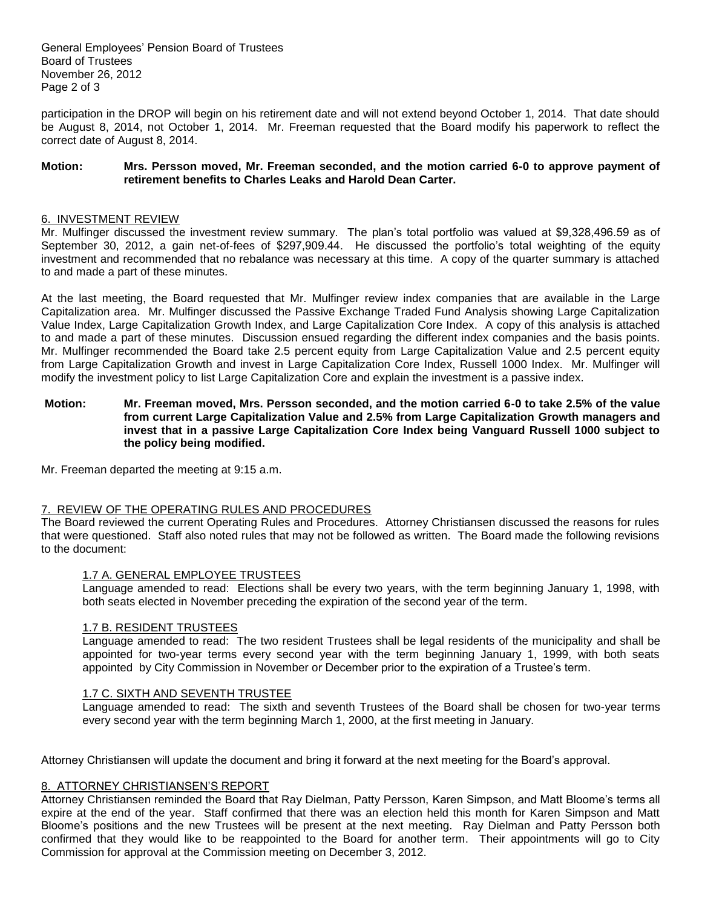participation in the DROP will begin on his retirement date and will not extend beyond October 1, 2014. That date should be August 8, 2014, not October 1, 2014. Mr. Freeman requested that the Board modify his paperwork to reflect the correct date of August 8, 2014.

**Motion: Mrs. Persson moved, Mr. Freeman seconded, and the motion carried 6-0 to approve payment of retirement benefits to Charles Leaks and Harold Dean Carter.**

## 6. INVESTMENT REVIEW

Mr. Mulfinger discussed the investment review summary. The plan's total portfolio was valued at $9,328,496.59 as of September 30, 2012, a gain net-of-fees of $297,909.44. He discussed the portfolio's total weighting of the equity investment and recommended that no rebalance was necessary at this time. A copy of the quarter summary is attached to and made a part of these minutes.

At the last meeting, the Board requested that Mr. Mulfinger review index companies that are available in the Large Capitalization area. Mr. Mulfinger discussed the Passive Exchange Traded Fund Analysis showing Large Capitalization Value Index, Large Capitalization Growth Index, and Large Capitalization Core Index. A copy of this analysis is attached to and made a part of these minutes. Discussion ensued regarding the different index companies and the basis points. Mr. Mulfinger recommended the Board take 2.5 percent equity from Large Capitalization Value and 2.5 percent equity from Large Capitalization Growth and invest in Large Capitalization Core Index, Russell 1000 Index. Mr. Mulfinger will modify the investment policy to list Large Capitalization Core and explain the investment is a passive index.

**Motion: Mr. Freeman moved, Mrs. Persson seconded, and the motion carried 6-0 to take 2.5% of the value from current Large Capitalization Value and 2.5% from Large Capitalization Growth managers and invest that in a passive Large Capitalization Core Index being Vanguard Russell 1000 subject to the policy being modified.**

Mr. Freeman departed the meeting at 9:15 a.m.

## 7. REVIEW OF THE OPERATING RULES AND PROCEDURES

The Board reviewed the current Operating Rules and Procedures. Attorney Christiansen discussed the reasons for rules that were questioned. Staff also noted rules that may not be followed as written. The Board made the following revisions to the document:

### 1.7 A. GENERAL EMPLOYEE TRUSTEES

Language amended to read: Elections shall be every two years, with the term beginning January 1, 1998, with both seats elected in November preceding the expiration of the second year of the term.

### 1.7 B. RESIDENT TRUSTEES

Language amended to read: The two resident Trustees shall be legal residents of the municipality and shall be appointed for two-year terms every second year with the term beginning January 1, 1999, with both seats appointed by City Commission in November or December prior to the expiration of a Trustee's term.

### 1.7 C. SIXTH AND SEVENTH TRUSTEE

Language amended to read: The sixth and seventh Trustees of the Board shall be chosen for two-year terms every second year with the term beginning March 1, 2000, at the first meeting in January.

Attorney Christiansen will update the document and bring it forward at the next meeting for the Board's approval.

## 8. ATTORNEY CHRISTIANSEN'S REPORT

Attorney Christiansen reminded the Board that Ray Dielman, Patty Persson, Karen Simpson, and Matt Bloome's terms all expire at the end of the year. Staff confirmed that there was an election held this month for Karen Simpson and Matt Bloome's positions and the new Trustees will be present at the next meeting. Ray Dielman and Patty Persson both confirmed that they would like to be reappointed to the Board for another term. Their appointments will go to City Commission for approval at the Commission meeting on December 3, 2012.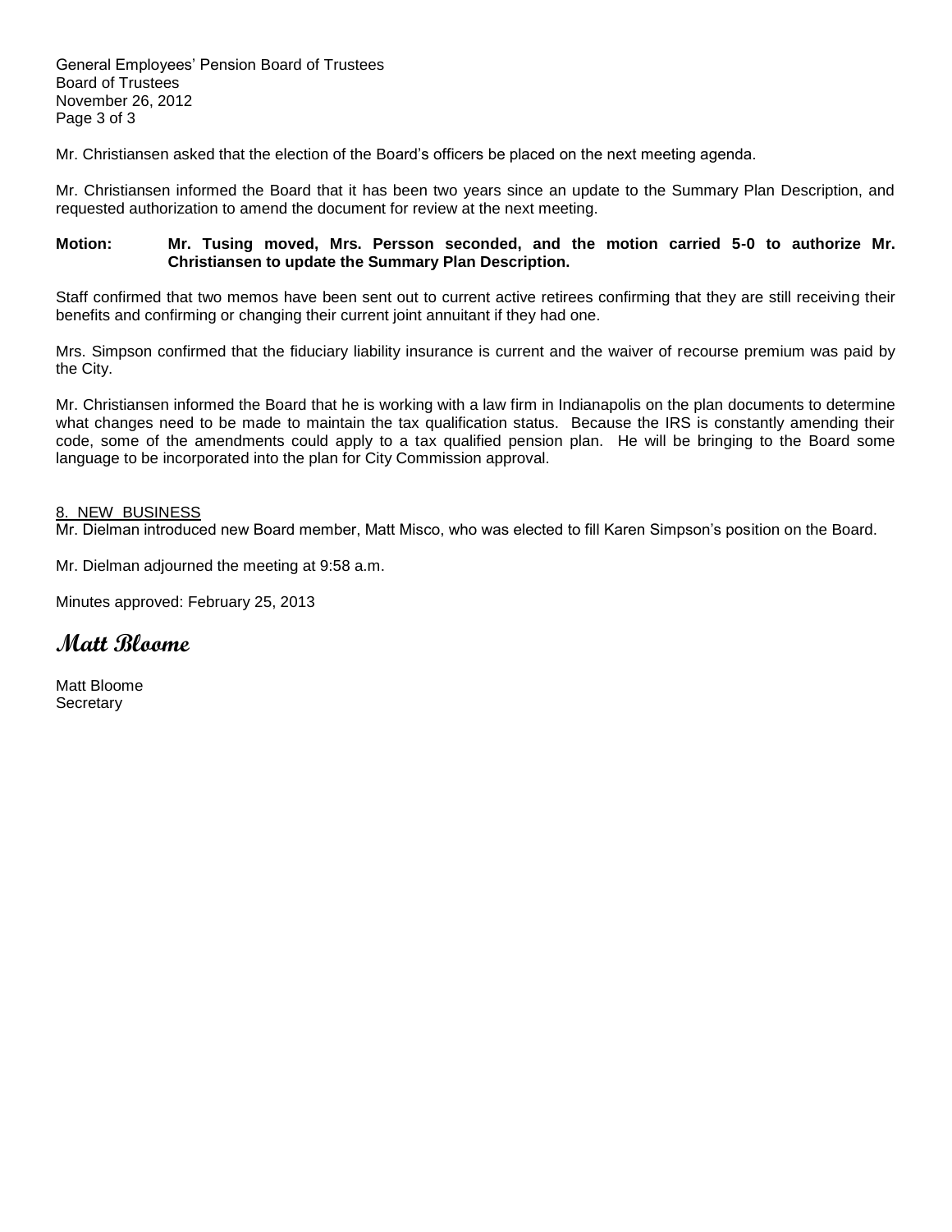Mr. Christiansen asked that the election of the Board's officers be placed on the next meeting agenda.

Mr. Christiansen informed the Board that it has been two years since an update to the Summary Plan Description, and requested authorization to amend the document for review at the next meeting.

**Motion: Mr. Tusing moved, Mrs. Persson seconded, and the motion carried 5-0 to authorize Mr. Christiansen to update the Summary Plan Description.**

Staff confirmed that two memos have been sent out to current active retirees confirming that they are still receiving their benefits and confirming or changing their current joint annuitant if they had one.

Mrs. Simpson confirmed that the fiduciary liability insurance is current and the waiver of recourse premium was paid by the City.

Mr. Christiansen informed the Board that he is working with a law firm in Indianapolis on the plan documents to determine what changes need to be made to maintain the tax qualification status. Because the IRS is constantly amending their code, some of the amendments could apply to a tax qualified pension plan. He will be bringing to the Board some language to be incorporated into the plan for City Commission approval.

8. NEW BUSINESS

Mr. Dielman introduced new Board member, Matt Misco, who was elected to fill Karen Simpson's position on the Board.

Mr. Dielman adjourned the meeting at 9:58 a.m.

Minutes approved: February 25, 2013

*Matt Bloome*

Matt Bloome
Secretary